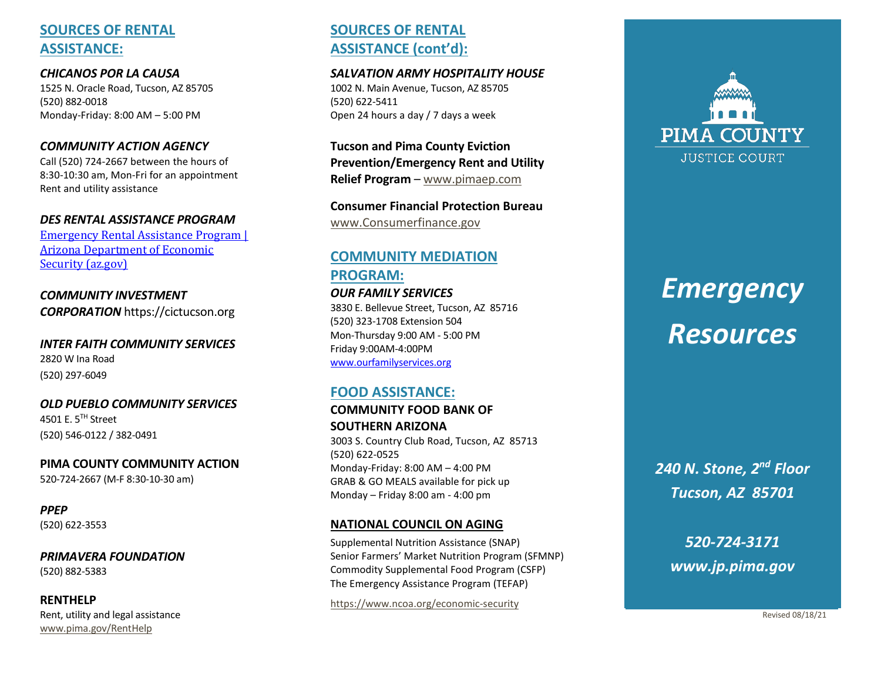## SOURCES OF RENTAL ASSISTANCE:

***CHICANOS POR LA CAUSA***
1525 N. Oracle Road, Tucson, AZ 85705
(520) 882-0018
Monday-Friday: 8:00 AM – 5:00 PM

***COMMUNITY ACTION AGENCY***
Call (520) 724-2667 between the hours of 8:30-10:30 am, Mon-Fri for an appointment
Rent and utility assistance

***DES RENTAL ASSISTANCE PROGRAM***
Emergency Rental Assistance Program | Arizona Department of Economic Security (az.gov)

***COMMUNITY INVESTMENT CORPORATION*** https://cictucson.org

***INTER FAITH COMMUNITY SERVICES***
2820 W Ina Road
(520) 297-6049

***OLD PUEBLO COMMUNITY SERVICES***
4501 E. 5TH Street
(520) 546-0122 / 382-0491

**PIMA COUNTY COMMUNITY ACTION**
520-724-2667 (M-F 8:30-10-30 am)

***PPEP***
(520) 622-3553

***PRIMAVERA FOUNDATION***
(520) 882-5383

**RENTHELP**
Rent, utility and legal assistance
www.pima.gov/RentHelp

## SOURCES OF RENTAL ASSISTANCE (cont'd):

***SALVATION ARMY HOSPITALITY HOUSE***
1002 N. Main Avenue, Tucson, AZ 85705
(520) 622-5411
Open 24 hours a day / 7 days a week

**Tucson and Pima County Eviction Prevention/Emergency Rent and Utility Relief Program** – www.pimaep.com

**Consumer Financial Protection Bureau**
www.Consumerfinance.gov

## COMMUNITY MEDIATION PROGRAM:

***OUR FAMILY SERVICES***
3830 E. Bellevue Street, Tucson, AZ 85716
(520) 323-1708 Extension 504
Mon-Thursday 9:00 AM - 5:00 PM
Friday 9:00AM-4:00PM
www.ourfamilyservices.org

## FOOD ASSISTANCE:

**COMMUNITY FOOD BANK OF SOUTHERN ARIZONA**
3003 S. Country Club Road, Tucson, AZ 85713
(520) 622-0525
Monday-Friday: 8:00 AM – 4:00 PM
GRAB & GO MEALS available for pick up
Monday – Friday 8:00 am - 4:00 pm

**NATIONAL COUNCIL ON AGING**

Supplemental Nutrition Assistance (SNAP)
Senior Farmers' Market Nutrition Program (SFMNP)
Commodity Supplemental Food Program (CSFP)
The Emergency Assistance Program (TEFAP)

https://www.ncoa.org/economic-security

PIMA COUNTY
JUSTICE COURT

# *Emergency Resources*

***240 N. Stone, 2nd Floor***
***Tucson, AZ 85701***

***520-724-3171***
***www.jp.pima.gov***

Revised 08/18/21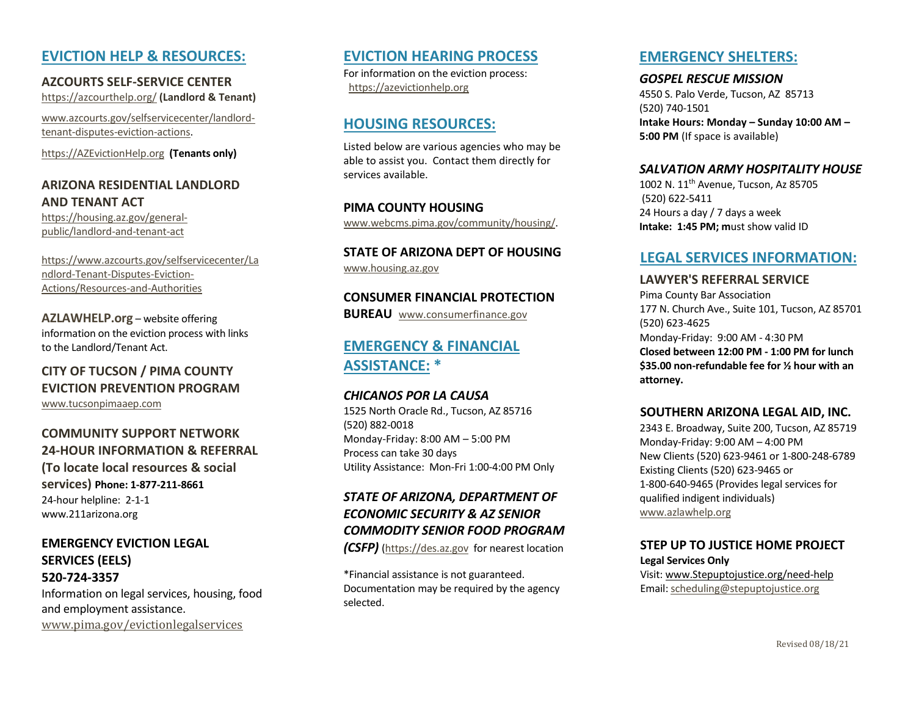## EVICTION HELP & RESOURCES:

### AZCOURTS SELF-SERVICE CENTER

https://azcourthelp.org/ **(Landlord & Tenant)**

www.azcourts.gov/selfservicecenter/landlord-tenant-disputes-eviction-actions.

https://AZEvictionHelp.org **(Tenants only)**

### ARIZONA RESIDENTIAL LANDLORD AND TENANT ACT

https://housing.az.gov/general-public/landlord-and-tenant-act

https://www.azcourts.gov/selfservicecenter/Landlord-Tenant-Disputes-Eviction-Actions/Resources-and-Authorities

**AZLAWHELP.org** – website offering information on the eviction process with links to the Landlord/Tenant Act.

### CITY OF TUCSON / PIMA COUNTY EVICTION PREVENTION PROGRAM

www.tucsonpimaaep.com

### COMMUNITY SUPPORT NETWORK 24-HOUR INFORMATION & REFERRAL (To locate local resources & social services) Phone: 1-877-211-8661

24-hour helpline: 2-1-1
www.211arizona.org

### EMERGENCY EVICTION LEGAL SERVICES (EELS) 520-724-3357

Information on legal services, housing, food and employment assistance.
www.pima.gov/evictionlegalservices

## EVICTION HEARING PROCESS

For information on the eviction process:
https://azevictionhelp.org

## HOUSING RESOURCES:

Listed below are various agencies who may be able to assist you. Contact them directly for services available.

### PIMA COUNTY HOUSING

www.webcms.pima.gov/community/housing/.

### STATE OF ARIZONA DEPT OF HOUSING

www.housing.az.gov

### CONSUMER FINANCIAL PROTECTION BUREAU

www.consumerfinance.gov

## EMERGENCY & FINANCIAL ASSISTANCE: *

### *CHICANOS POR LA CAUSA*

1525 North Oracle Rd., Tucson, AZ 85716
(520) 882-0018
Monday-Friday: 8:00 AM – 5:00 PM
Process can take 30 days
Utility Assistance: Mon-Fri 1:00-4:00 PM Only

### *STATE OF ARIZONA, DEPARTMENT OF ECONOMIC SECURITY & AZ SENIOR COMMODITY SENIOR FOOD PROGRAM (CSFP)*

(https://des.az.gov for nearest location

*Financial assistance is not guaranteed. Documentation may be required by the agency selected.

## EMERGENCY SHELTERS:

### *GOSPEL RESCUE MISSION*

4550 S. Palo Verde, Tucson, AZ 85713
(520) 740-1501
**Intake Hours: Monday – Sunday 10:00 AM – 5:00 PM** (If space is available)

### *SALVATION ARMY HOSPITALITY HOUSE*

1002 N. 11th Avenue, Tucson, Az 85705
(520) 622-5411
24 Hours a day / 7 days a week
**Intake: 1:45 PM; m**ust show valid ID

## LEGAL SERVICES INFORMATION:

### LAWYER'S REFERRAL SERVICE

Pima County Bar Association
177 N. Church Ave., Suite 101, Tucson, AZ 85701
(520) 623-4625
Monday-Friday: 9:00 AM - 4:30 PM
**Closed between 12:00 PM - 1:00 PM for lunch**
**$35.00 non-refundable fee for ½ hour with an attorney.**

### SOUTHERN ARIZONA LEGAL AID, INC.

2343 E. Broadway, Suite 200, Tucson, AZ 85719
Monday-Friday: 9:00 AM – 4:00 PM
New Clients (520) 623-9461 or 1-800-248-6789
Existing Clients (520) 623-9465 or
1-800-640-9465 (Provides legal services for qualified indigent individuals)
www.azlawhelp.org

### STEP UP TO JUSTICE HOME PROJECT

**Legal Services Only**
Visit: www.Stepuptojustice.org/need-help
Email: scheduling@stepuptojustice.org

Revised 08/18/21